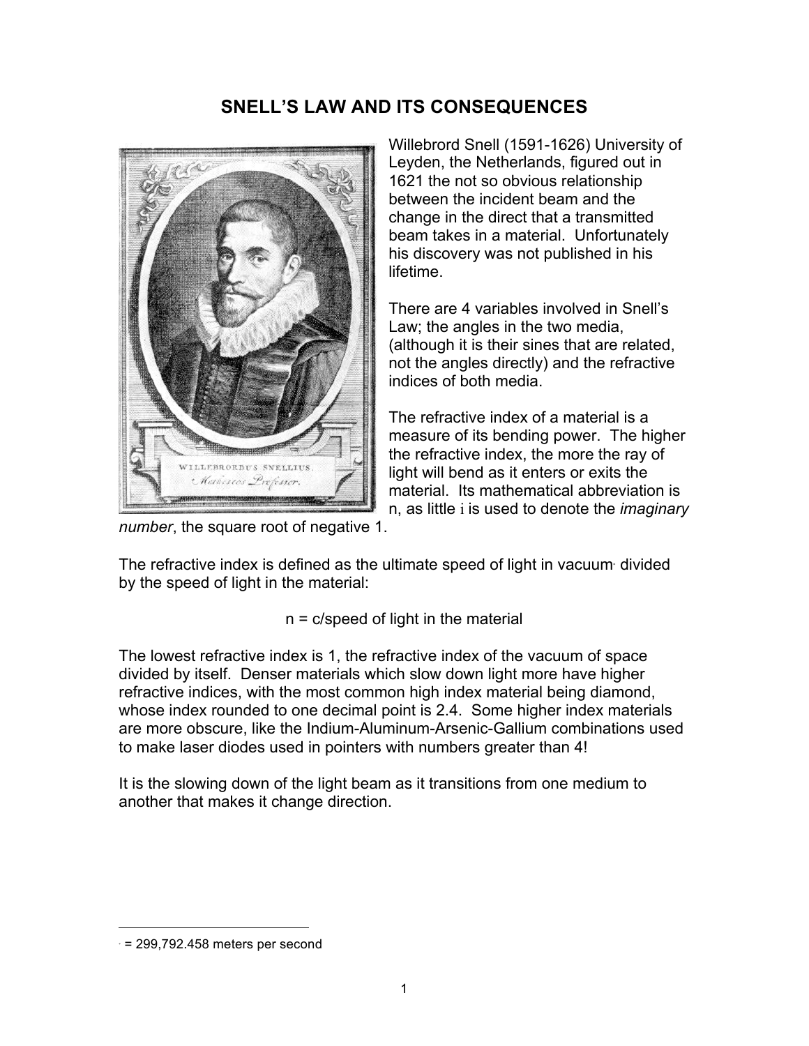# SNELL'S LAW AND ITS CONSEQUENCES

Willebrord Snell (1591-1626) University of Leyden, the Netherlands, figured out in 1621 the not so obvious relationship between the incident beam and the change in the direct that a transmitted beam takes in a material. Unfortunately his discovery was not published in his lifetime.

There are 4 variables involved in Snell's Law; the angles in the two media, (although it is their sines that are related, not the angles directly) and the refractive indices of both media.

The refractive index of a material is a measure of its bending power. The higher the refractive index, the more the ray of light will bend as it enters or exits the material. Its mathematical abbreviation is n, as little i is used to denote the *imaginary number*, the square root of negative 1.

The refractive index is defined as the ultimate speed of light in vacuum[1] divided by the speed of light in the material:

$$n = c/\text{speed of light in the material}$$

The lowest refractive index is 1, the refractive index of the vacuum of space divided by itself. Denser materials which slow down light more have higher refractive indices, with the most common high index material being diamond, whose index rounded to one decimal point is 2.4. Some higher index materials are more obscure, like the Indium-Aluminum-Arsenic-Gallium combinations used to make laser diodes used in pointers with numbers greater than 4!

It is the slowing down of the light beam as it transitions from one medium to another that makes it change direction.

---

[1] = 299,792.458 meters per second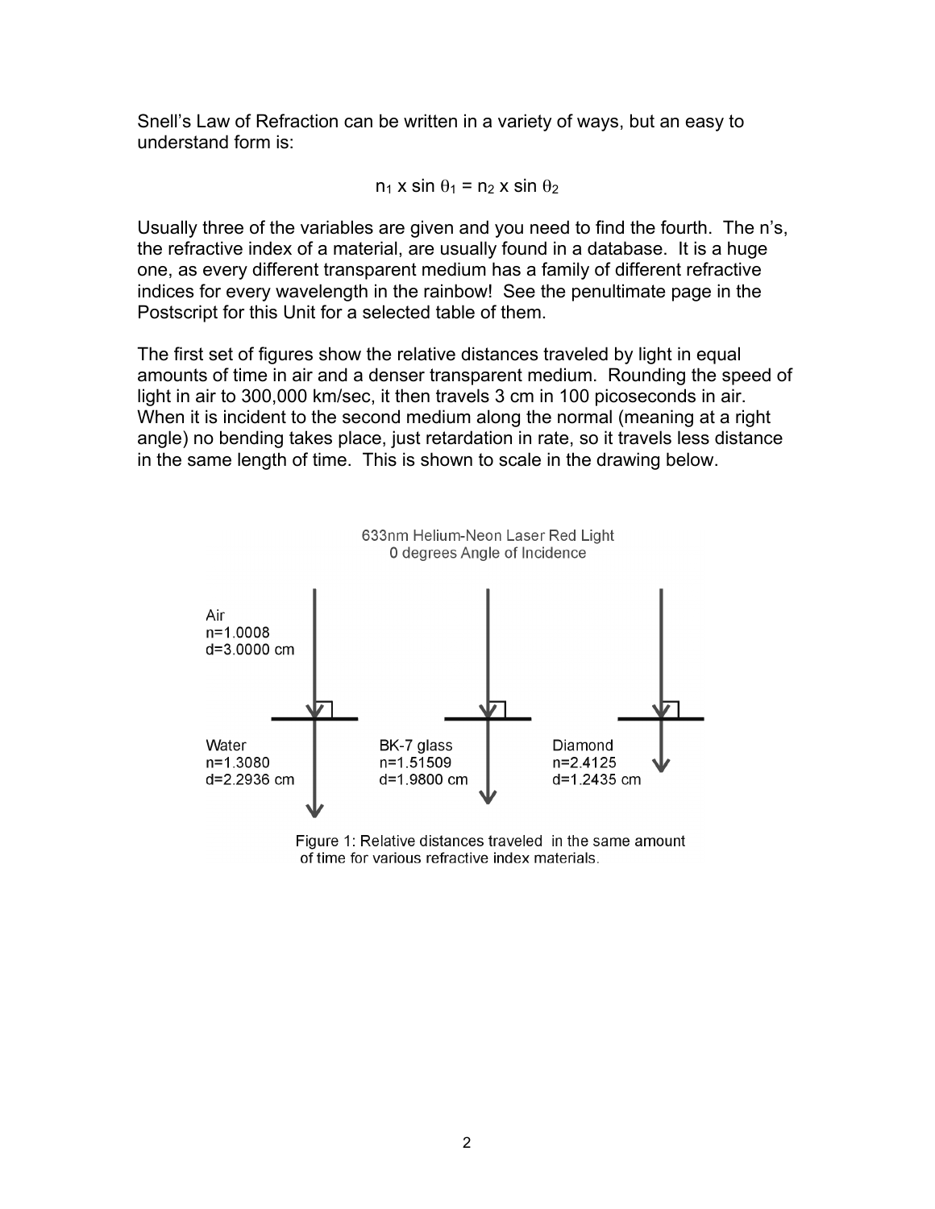Snell's Law of Refraction can be written in a variety of ways, but an easy to understand form is:

$$n_1 \times \sin \theta_1 = n_2 \times \sin \theta_2$$

Usually three of the variables are given and you need to find the fourth. The n's, the refractive index of a material, are usually found in a database. It is a huge one, as every different transparent medium has a family of different refractive indices for every wavelength in the rainbow! See the penultimate page in the Postscript for this Unit for a selected table of them.

The first set of figures show the relative distances traveled by light in equal amounts of time in air and a denser transparent medium. Rounding the speed of light in air to 300,000 km/sec, it then travels 3 cm in 100 picoseconds in air. When it is incident to the second medium along the normal (meaning at a right angle) no bending takes place, just retardation in rate, so it travels less distance in the same length of time. This is shown to scale in the drawing below.

633nm Helium-Neon Laser Red Light
0 degrees Angle of Incidence

Air
n=1.0008
d=3.0000 cm

Water
n=1.3080
d=2.2936 cm

BK-7 glass
n=1.51509
d=1.9800 cm

Diamond
n=2.4125
d=1.2435 cm

Figure 1: Relative distances traveled in the same amount of time for various refractive index materials.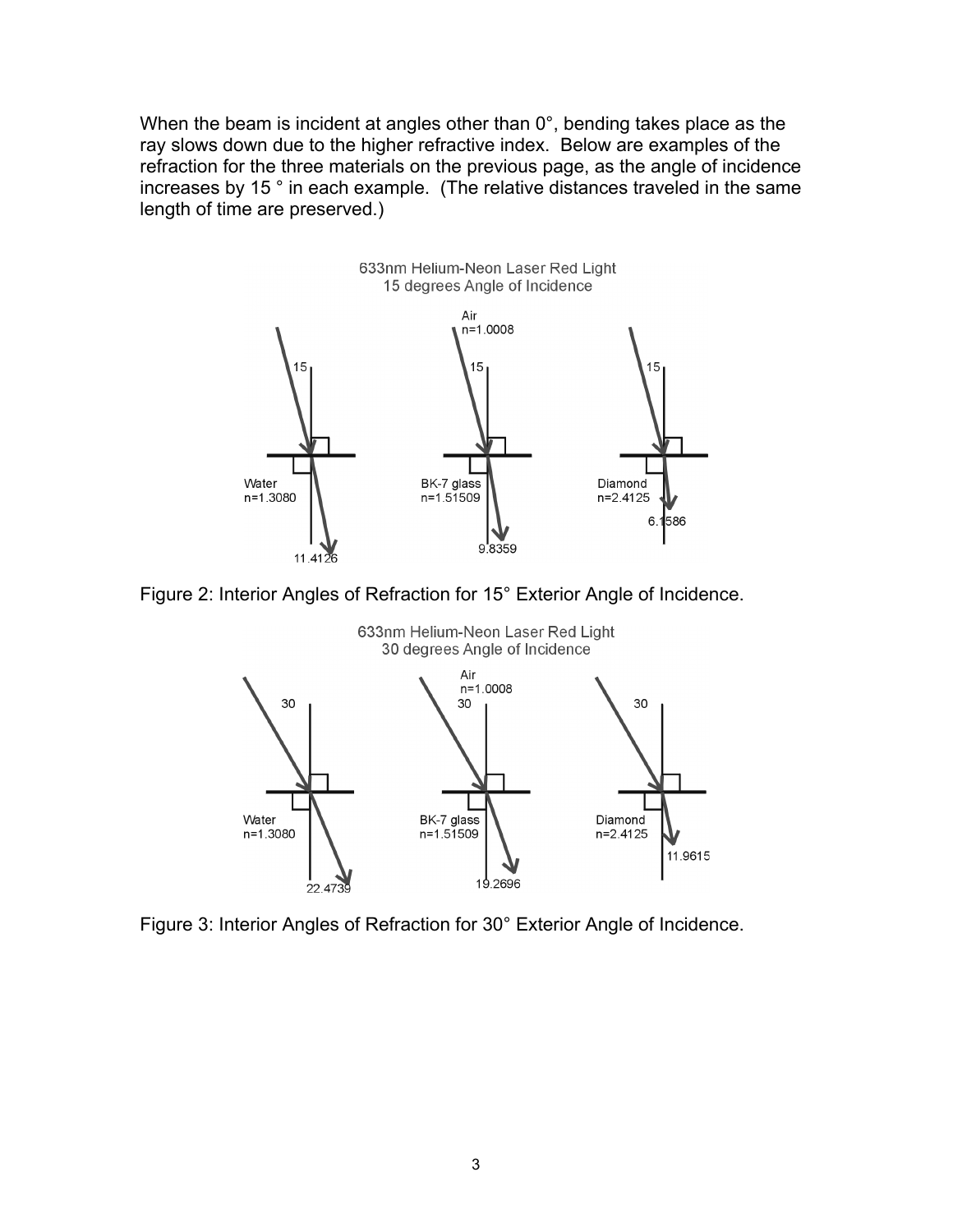When the beam is incident at angles other than 0°, bending takes place as the ray slows down due to the higher refractive index. Below are examples of the refraction for the three materials on the previous page, as the angle of incidence increases by 15 ° in each example. (The relative distances traveled in the same length of time are preserved.)

633nm Helium-Neon Laser Red Light
15 degrees Angle of Incidence

Air n=1.0008

Water n=1.3080: 15 → 11.4126

BK-7 glass n=1.51509: 15 → 9.8359

Diamond n=2.4125: 15 → 6.1586

Figure 2: Interior Angles of Refraction for 15° Exterior Angle of Incidence.

633nm Helium-Neon Laser Red Light
30 degrees Angle of Incidence

Air n=1.0008

Water n=1.3080: 30 → 22.4739

BK-7 glass n=1.51509: 30 → 19.2696

Diamond n=2.4125: 30 → 11.9615

Figure 3: Interior Angles of Refraction for 30° Exterior Angle of Incidence.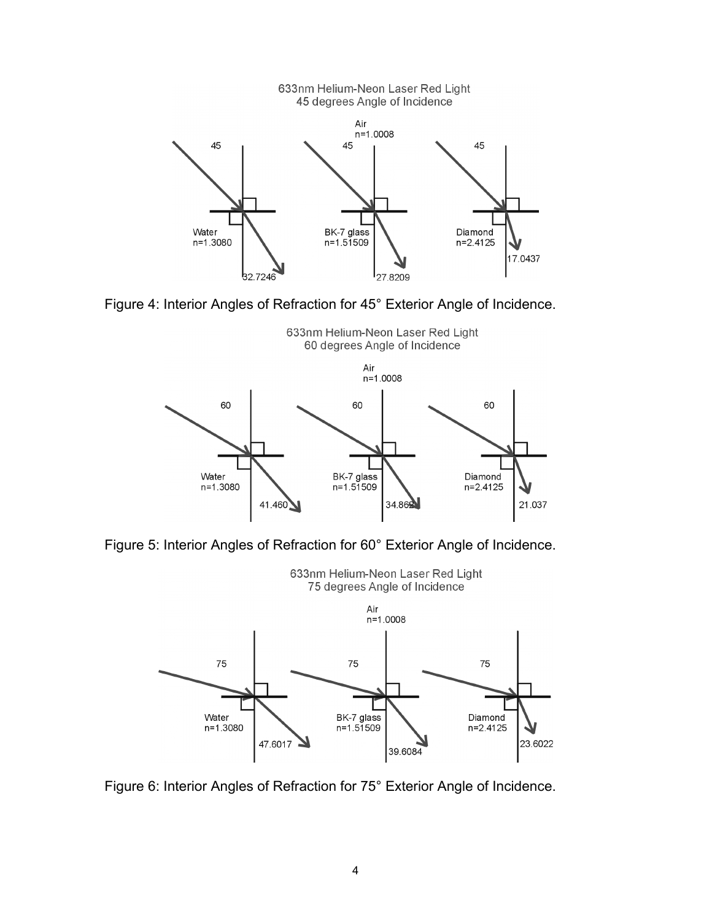633nm Helium-Neon Laser Red Light
45 degrees Angle of Incidence

Air
n=1.0008

45

45

45

Water
n=1.3080

BK-7 glass
n=1.51509

Diamond
n=2.4125

32.7246

27.8209

17.0437

Figure 4: Interior Angles of Refraction for 45° Exterior Angle of Incidence.

633nm Helium-Neon Laser Red Light
60 degrees Angle of Incidence

Air
n=1.0008

60

60

60

Water
n=1.3080

BK-7 glass
n=1.51509

Diamond
n=2.4125

41.460

34.862

21.037

Figure 5: Interior Angles of Refraction for 60° Exterior Angle of Incidence.

633nm Helium-Neon Laser Red Light
75 degrees Angle of Incidence

Air
n=1.0008

75

75

75

Water
n=1.3080

BK-7 glass
n=1.51509

Diamond
n=2.4125

47.6017

39.6084

23.6022

Figure 6: Interior Angles of Refraction for 75° Exterior Angle of Incidence.